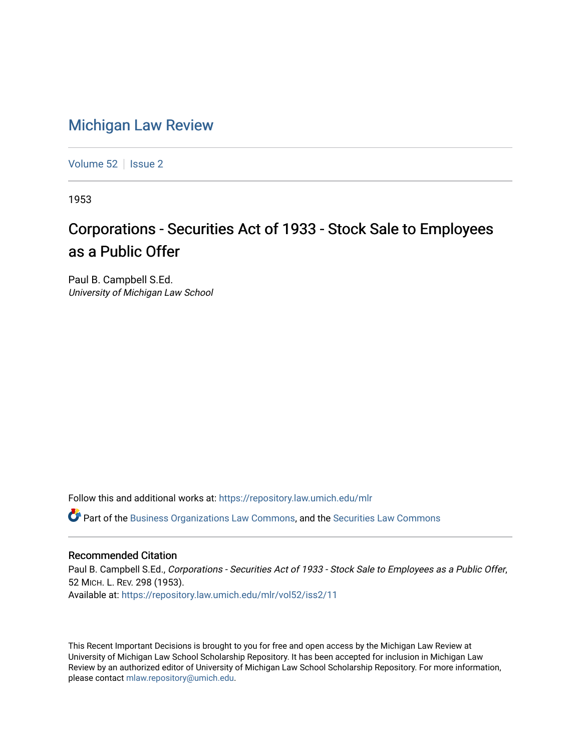# Michigan Law Review

Volume 52 | Issue 2

1953

## Corporations - Securities Act of 1933 - Stock Sale to Employees as a Public Offer

Paul B. Campbell S.Ed.
*University of Michigan Law School*

Follow this and additional works at: https://repository.law.umich.edu/mlr

Part of the Business Organizations Law Commons, and the Securities Law Commons

### Recommended Citation

Paul B. Campbell S.Ed., *Corporations - Securities Act of 1933 - Stock Sale to Employees as a Public Offer*, 52 MICH. L. REV. 298 (1953).
Available at: https://repository.law.umich.edu/mlr/vol52/iss2/11

This Recent Important Decisions is brought to you for free and open access by the Michigan Law Review at University of Michigan Law School Scholarship Repository. It has been accepted for inclusion in Michigan Law Review by an authorized editor of University of Michigan Law School Scholarship Repository. For more information, please contact mlaw.repository@umich.edu.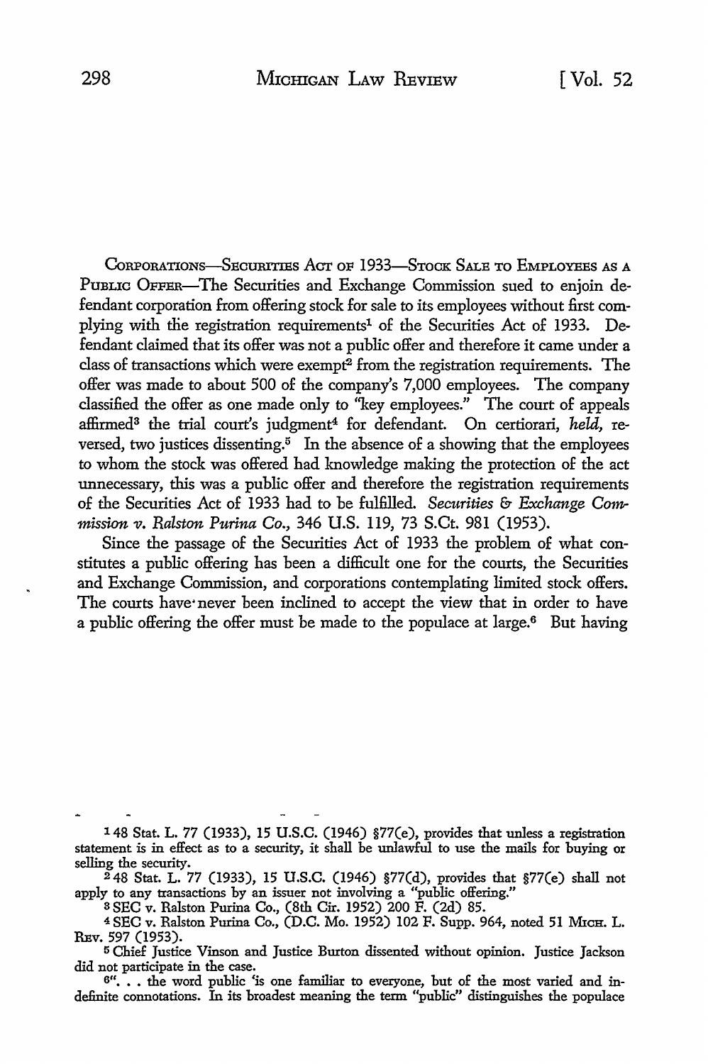CORPORATIONS—SECURITIES ACT OF 1933—STOCK SALE TO EMPLOYEES AS A PUBLIC OFFER—The Securities and Exchange Commission sued to enjoin defendant corporation from offering stock for sale to its employees without first complying with the registration requirements[1] of the Securities Act of 1933. Defendant claimed that its offer was not a public offer and therefore it came under a class of transactions which were exempt[2] from the registration requirements. The offer was made to about 500 of the company's 7,000 employees. The company classified the offer as one made only to "key employees." The court of appeals affirmed[3] the trial court's judgment[4] for defendant. On certiorari, *held*, reversed, two justices dissenting.[5] In the absence of a showing that the employees to whom the stock was offered had knowledge making the protection of the act unnecessary, this was a public offer and therefore the registration requirements of the Securities Act of 1933 had to be fulfilled. *Securities & Exchange Commission v. Ralston Purina Co.*, 346 U.S. 119, 73 S.Ct. 981 (1953).

Since the passage of the Securities Act of 1933 the problem of what constitutes a public offering has been a difficult one for the courts, the Securities and Exchange Commission, and corporations contemplating limited stock offers. The courts have never been inclined to accept the view that in order to have a public offering the offer must be made to the populace at large.[6] But having

---

[1] 48 Stat. L. 77 (1933), 15 U.S.C. (1946) §77(e), provides that unless a registration statement is in effect as to a security, it shall be unlawful to use the mails for buying or selling the security.

[2] 48 Stat. L. 77 (1933), 15 U.S.C. (1946) §77(d), provides that §77(e) shall not apply to any transactions by an issuer not involving a "public offering."

[3] SEC v. Ralston Purina Co., (8th Cir. 1952) 200 F. (2d) 85.

[4] SEC v. Ralston Purina Co., (D.C. Mo. 1952) 102 F. Supp. 964, noted 51 MICH. L. REV. 597 (1953).

[5] Chief Justice Vinson and Justice Burton dissented without opinion. Justice Jackson did not participate in the case.

[6] ". . . the word public 'is one familiar to everyone, but of the most varied and indefinite connotations. In its broadest meaning the term "public" distinguishes the populace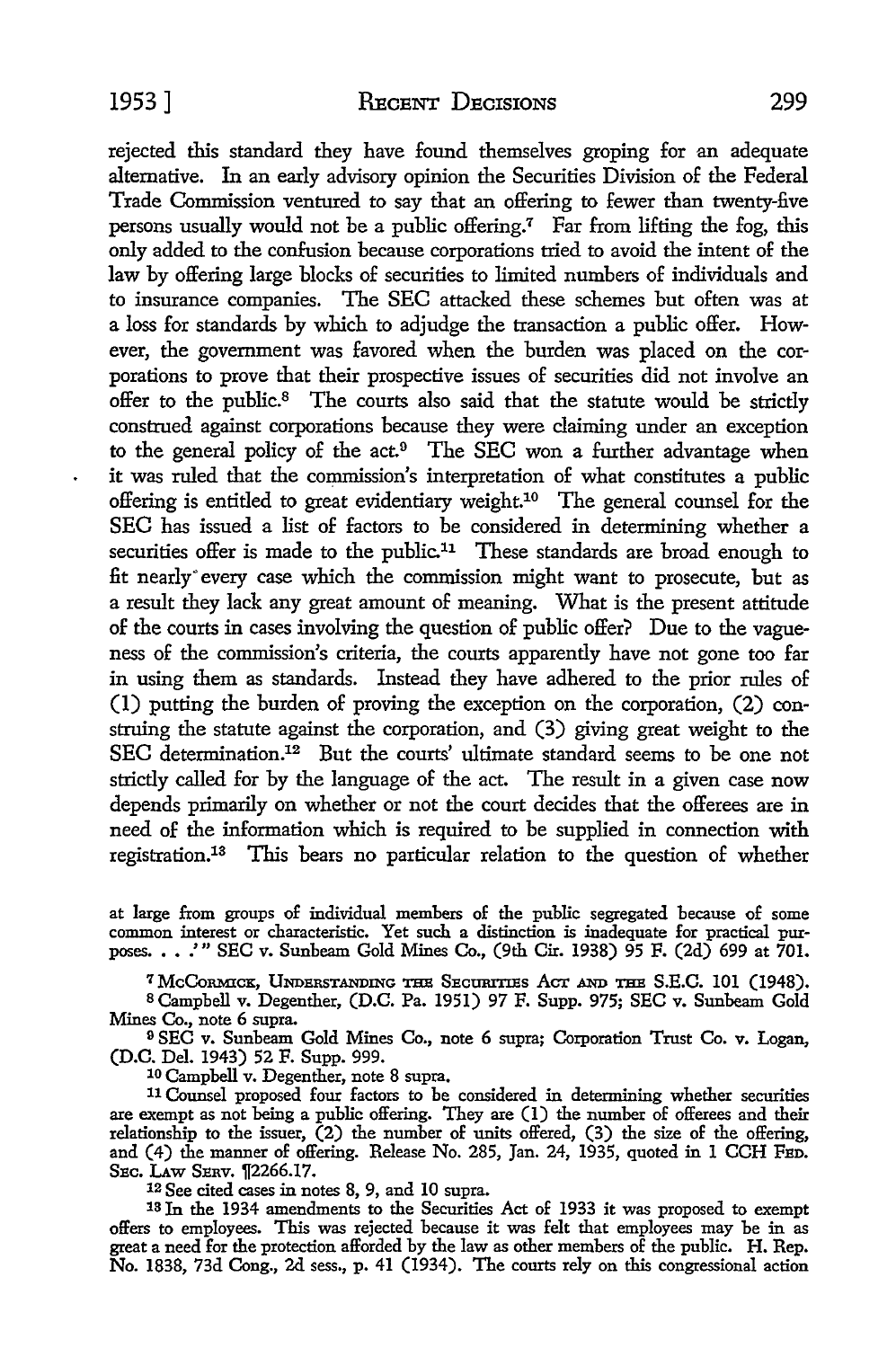rejected this standard they have found themselves groping for an adequate alternative. In an early advisory opinion the Securities Division of the Federal Trade Commission ventured to say that an offering to fewer than twenty-five persons usually would not be a public offering.[7] Far from lifting the fog, this only added to the confusion because corporations tried to avoid the intent of the law by offering large blocks of securities to limited numbers of individuals and to insurance companies. The SEC attacked these schemes but often was at a loss for standards by which to adjudge the transaction a public offer. However, the government was favored when the burden was placed on the corporations to prove that their prospective issues of securities did not involve an offer to the public.[8] The courts also said that the statute would be strictly construed against corporations because they were claiming under an exception to the general policy of the act.[9] The SEC won a further advantage when it was ruled that the commission's interpretation of what constitutes a public offering is entitled to great evidentiary weight.[10] The general counsel for the SEC has issued a list of factors to be considered in determining whether a securities offer is made to the public.[11] These standards are broad enough to fit nearly every case which the commission might want to prosecute, but as a result they lack any great amount of meaning. What is the present attitude of the courts in cases involving the question of public offer? Due to the vagueness of the commission's criteria, the courts apparently have not gone too far in using them as standards. Instead they have adhered to the prior rules of (1) putting the burden of proving the exception on the corporation, (2) construing the statute against the corporation, and (3) giving great weight to the SEC determination.[12] But the courts' ultimate standard seems to be one not strictly called for by the language of the act. The result in a given case now depends primarily on whether or not the court decides that the offerees are in need of the information which is required to be supplied in connection with registration.[13] This bears no particular relation to the question of whether

at large from groups of individual members of the public segregated because of some common interest or characteristic. Yet such a distinction is inadequate for practical purposes. . . .'" SEC v. Sunbeam Gold Mines Co., (9th Cir. 1938) 95 F. (2d) 699 at 701.

[7] McCormick, Understanding the Securities Act and the S.E.C. 101 (1948).

[8] Campbell v. Degenther, (D.C. Pa. 1951) 97 F. Supp. 975; SEC v. Sunbeam Gold Mines Co., note 6 supra.

[9] SEC v. Sunbeam Gold Mines Co., note 6 supra; Corporation Trust Co. v. Logan, (D.C. Del. 1943) 52 F. Supp. 999.

[10] Campbell v. Degenther, note 8 supra.

[11] Counsel proposed four factors to be considered in determining whether securities are exempt as not being a public offering. They are (1) the number of offerees and their relationship to the issuer, (2) the number of units offered, (3) the size of the offering, and (4) the manner of offering. Release No. 285, Jan. 24, 1935, quoted in 1 CCH Fed. Sec. Law Serv. ¶2266.17.

[12] See cited cases in notes 8, 9, and 10 supra.

[13] In the 1934 amendments to the Securities Act of 1933 it was proposed to exempt offers to employees. This was rejected because it was felt that employees may be in as great a need for the protection afforded by the law as other members of the public. H. Rep. No. 1838, 73d Cong., 2d sess., p. 41 (1934). The courts rely on this congressional action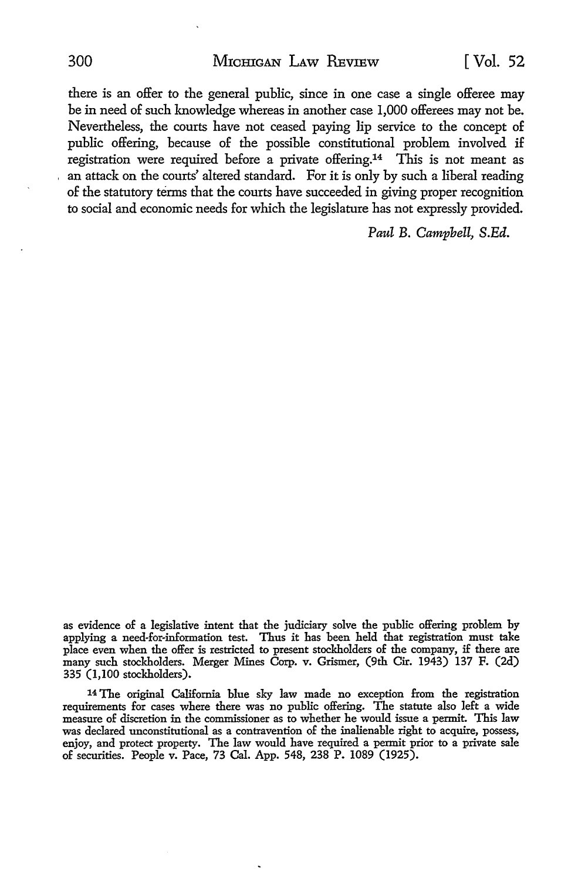there is an offer to the general public, since in one case a single offeree may be in need of such knowledge whereas in another case 1,000 offerees may not be. Nevertheless, the courts have not ceased paying lip service to the concept of public offering, because of the possible constitutional problem involved if registration were required before a private offering.[14] This is not meant as an attack on the courts' altered standard. For it is only by such a liberal reading of the statutory terms that the courts have succeeded in giving proper recognition to social and economic needs for which the legislature has not expressly provided.

*Paul B. Campbell, S.Ed.*

---

as evidence of a legislative intent that the judiciary solve the public offering problem by applying a need-for-information test. Thus it has been held that registration must take place even when the offer is restricted to present stockholders of the company, if there are many such stockholders. Merger Mines Corp. v. Grismer, (9th Cir. 1943) 137 F. (2d) 335 (1,100 stockholders).

[14] The original California blue sky law made no exception from the registration requirements for cases where there was no public offering. The statute also left a wide measure of discretion in the commissioner as to whether he would issue a permit. This law was declared unconstitutional as a contravention of the inalienable right to acquire, possess, enjoy, and protect property. The law would have required a permit prior to a private sale of securities. People v. Pace, 73 Cal. App. 548, 238 P. 1089 (1925).